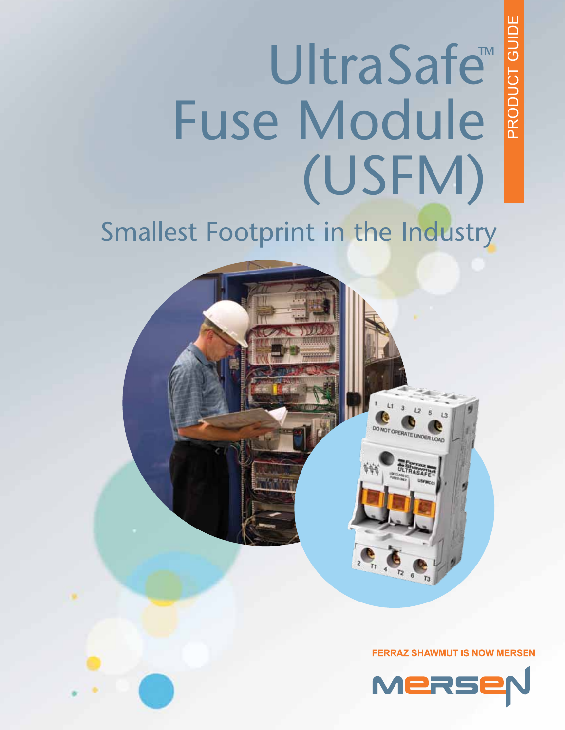PRODUCT GUIDE

# UltraSafe™ Fuse Module (USFM)

## Smallest Footprint in the Industry

FERRAZ SHAWMUT IS NOW MERSEN

MERSEN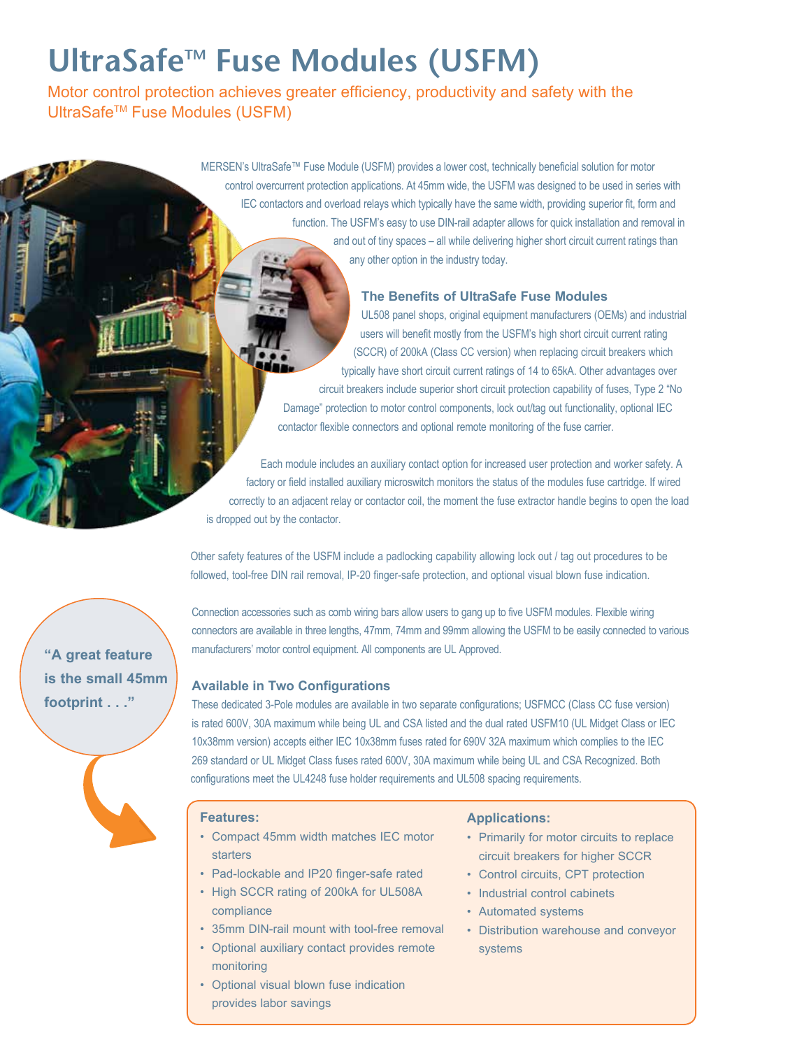# UltraSafe™ Fuse Modules (USFM)

Motor control protection achieves greater efficiency, productivity and safety with the UltraSafe™ Fuse Modules (USFM)

MERSEN's UltraSafe™ Fuse Module (USFM) provides a lower cost, technically beneficial solution for motor control overcurrent protection applications. At 45mm wide, the USFM was designed to be used in series with IEC contactors and overload relays which typically have the same width, providing superior fit, form and function. The USFM's easy to use DIN-rail adapter allows for quick installation and removal in and out of tiny spaces – all while delivering higher short circuit current ratings than any other option in the industry today.

### The Benefits of UltraSafe Fuse Modules

UL508 panel shops, original equipment manufacturers (OEMs) and industrial users will benefit mostly from the USFM's high short circuit current rating (SCCR) of 200kA (Class CC version) when replacing circuit breakers which typically have short circuit current ratings of 14 to 65kA. Other advantages over circuit breakers include superior short circuit protection capability of fuses, Type 2 "No Damage" protection to motor control components, lock out/tag out functionality, optional IEC contactor flexible connectors and optional remote monitoring of the fuse carrier.

Each module includes an auxiliary contact option for increased user protection and worker safety. A factory or field installed auxiliary microswitch monitors the status of the modules fuse cartridge. If wired correctly to an adjacent relay or contactor coil, the moment the fuse extractor handle begins to open the load is dropped out by the contactor.

Other safety features of the USFM include a padlocking capability allowing lock out / tag out procedures to be followed, tool-free DIN rail removal, IP-20 finger-safe protection, and optional visual blown fuse indication.

Connection accessories such as comb wiring bars allow users to gang up to five USFM modules. Flexible wiring connectors are available in three lengths, 47mm, 74mm and 99mm allowing the USFM to be easily connected to various manufacturers' motor control equipment. All components are UL Approved.

**"A great feature is the small 45mm footprint . . ."**

### Available in Two Configurations

These dedicated 3-Pole modules are available in two separate configurations; USFMCC (Class CC fuse version) is rated 600V, 30A maximum while being UL and CSA listed and the dual rated USFM10 (UL Midget Class or IEC 10x38mm version) accepts either IEC 10x38mm fuses rated for 690V 32A maximum which complies to the IEC 269 standard or UL Midget Class fuses rated 600V, 30A maximum while being UL and CSA Recognized. Both configurations meet the UL4248 fuse holder requirements and UL508 spacing requirements.

**Features:**

- Compact 45mm width matches IEC motor starters
- Pad-lockable and IP20 finger-safe rated
- High SCCR rating of 200kA for UL508A compliance
- 35mm DIN-rail mount with tool-free removal
- Optional auxiliary contact provides remote monitoring
- Optional visual blown fuse indication provides labor savings

**Applications:**

- Primarily for motor circuits to replace circuit breakers for higher SCCR
- Control circuits, CPT protection
- Industrial control cabinets
- Automated systems
- Distribution warehouse and conveyor systems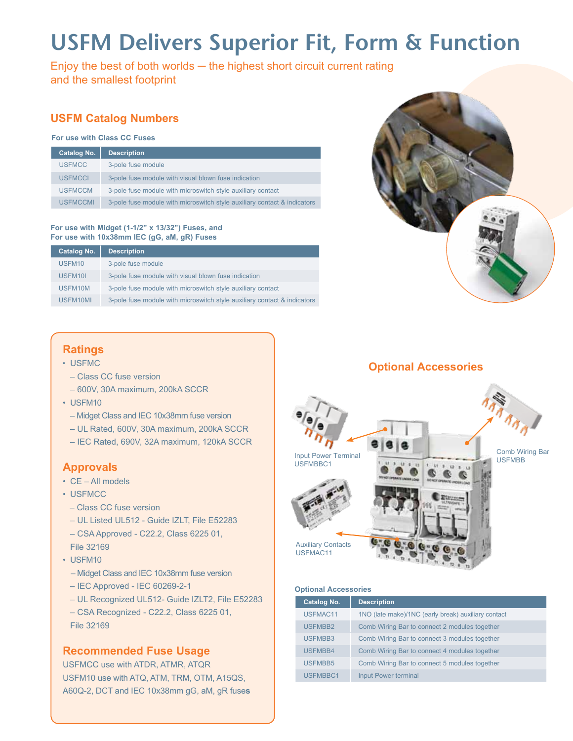# USFM Delivers Superior Fit, Form & Function

Enjoy the best of both worlds — the highest short circuit current rating and the smallest footprint

## USFM Catalog Numbers

**For use with Class CC Fuses**

| Catalog No. | Description |
|---|---|
| USFMCC | 3-pole fuse module |
| USFMCCI | 3-pole fuse module with visual blown fuse indication |
| USFMCCM | 3-pole fuse module with microswitch style auxiliary contact |
| USFMCCMI | 3-pole fuse module with microswitch style auxiliary contact & indicators |

**For use with Midget (1-1/2" x 13/32") Fuses, and**
**For use with 10x38mm IEC (gG, aM, gR) Fuses**

| Catalog No. | Description |
|---|---|
| USFM10 | 3-pole fuse module |
| USFM10I | 3-pole fuse module with visual blown fuse indication |
| USFM10M | 3-pole fuse module with microswitch style auxiliary contact |
| USFM10MI | 3-pole fuse module with microswitch style auxiliary contact & indicators |

## Ratings

- USFMC
  - Class CC fuse version
  - 600V, 30A maximum, 200kA SCCR
- USFM10
  - Midget Class and IEC 10x38mm fuse version
  - UL Rated, 600V, 30A maximum, 200kA SCCR
  - IEC Rated, 690V, 32A maximum, 120kA SCCR

## Approvals

- CE – All models
- USFMCC
  - Class CC fuse version
  - UL Listed UL512 - Guide IZLT, File E52283
  - CSA Approved - C22.2, Class 6225 01, File 32169
- USFM10
  - Midget Class and IEC 10x38mm fuse version
  - IEC Approved - IEC 60269-2-1
  - UL Recognized UL512- Guide IZLT2, File E52283
  - CSA Recognized - C22.2, Class 6225 01, File 32169

## Recommended Fuse Usage

USFMCC use with ATDR, ATMR, ATQR

USFM10 use with ATQ, ATM, TRM, OTM, A15QS, A60Q-2, DCT and IEC 10x38mm gG, aM, gR fuses

## Optional Accessories

Input Power Terminal
USFMBBC1

Comb Wiring Bar
USFMBB

Auxiliary Contacts
USFMAC11

**Optional Accessories**

| Catalog No. | Description |
|---|---|
| USFMAC11 | 1NO (late make)/1NC (early break) auxiliary contact |
| USFMBB2 | Comb Wiring Bar to connect 2 modules together |
| USFMBB3 | Comb Wiring Bar to connect 3 modules together |
| USFMBB4 | Comb Wiring Bar to connect 4 modules together |
| USFMBB5 | Comb Wiring Bar to connect 5 modules together |
| USFMBBC1 | Input Power terminal |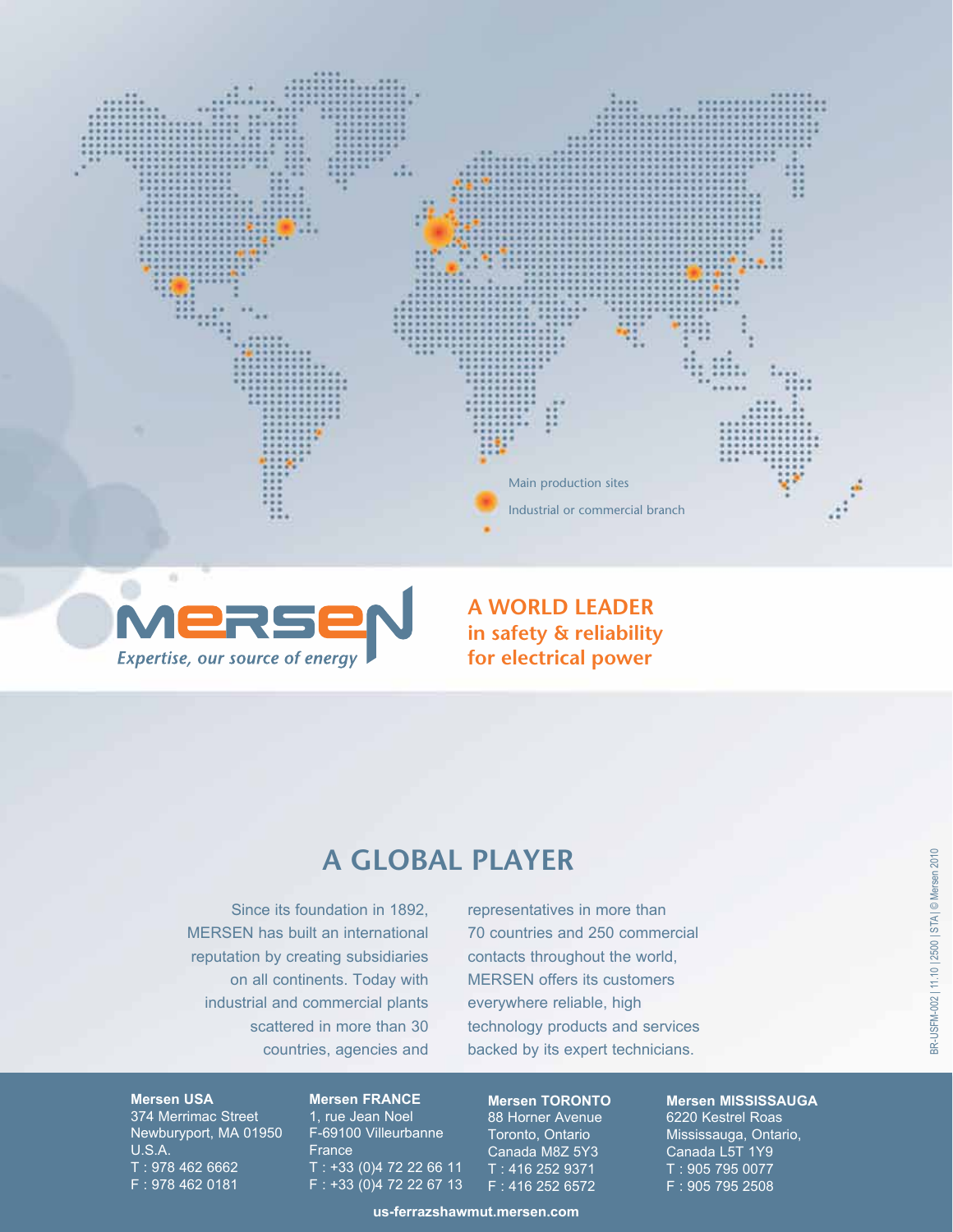Main production sites

Industrial or commercial branch

MERSEN

*Expertise, our source of energy*

**A WORLD LEADER**
**in safety & reliability**
**for electrical power**

## A GLOBAL PLAYER

Since its foundation in 1892, MERSEN has built an international reputation by creating subsidiaries on all continents. Today with industrial and commercial plants scattered in more than 30 countries, agencies and representatives in more than 70 countries and 250 commercial contacts throughout the world, MERSEN offers its customers everywhere reliable, high technology products and services backed by its expert technicians.

BR-USFM-002 | 11.10 | 2500 | STA | © Mersen 2010

**Mersen USA**
374 Merrimac Street
Newburyport, MA 01950
U.S.A.
T : 978 462 6662
F : 978 462 0181

**Mersen FRANCE**
1, rue Jean Noel
F-69100 Villeurbanne
France
T : +33 (0)4 72 22 66 11
F : +33 (0)4 72 22 67 13

**Mersen TORONTO**
88 Horner Avenue
Toronto, Ontario
Canada M8Z 5Y3
T : 416 252 9371
F : 416 252 6572

**Mersen MISSISSAUGA**
6220 Kestrel Roas
Mississauga, Ontario,
Canada L5T 1Y9
T : 905 795 0077
F : 905 795 2508

**us-ferrazshawmut.mersen.com**